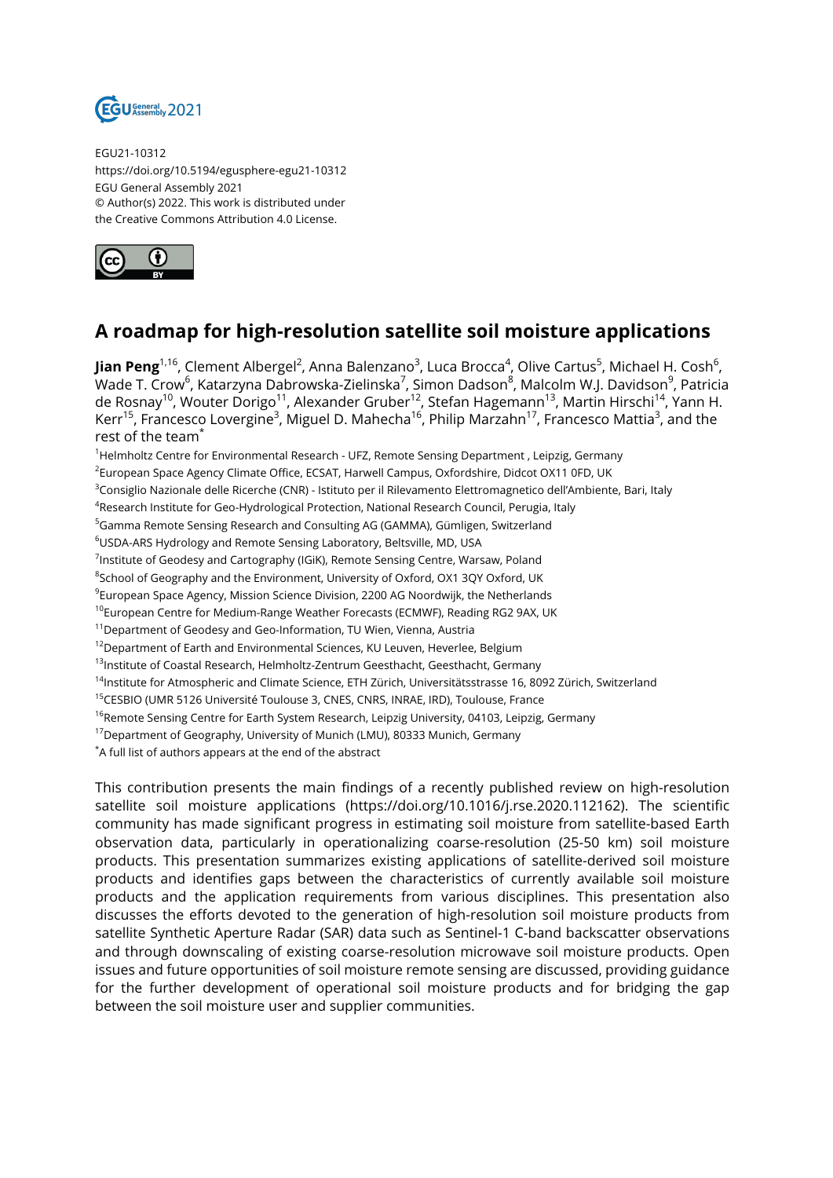EGU21-10312
https://doi.org/10.5194/egusphere-egu21-10312
EGU General Assembly 2021
© Author(s) 2022. This work is distributed under
the Creative Commons Attribution 4.0 License.

# A roadmap for high-resolution satellite soil moisture applications

**Jian Peng**[1,16], Clement Albergel[2], Anna Balenzano[3], Luca Brocca[4], Olive Cartus[5], Michael H. Cosh[6], Wade T. Crow[6], Katarzyna Dabrowska-Zielinska[7], Simon Dadson[8], Malcolm W.J. Davidson[9], Patricia de Rosnay[10], Wouter Dorigo[11], Alexander Gruber[12], Stefan Hagemann[13], Martin Hirschi[14], Yann H. Kerr[15], Francesco Lovergine[3], Miguel D. Mahecha[16], Philip Marzahn[17], Francesco Mattia[3], and the rest of the team[*]

[1]Helmholtz Centre for Environmental Research - UFZ, Remote Sensing Department , Leipzig, Germany
[2]European Space Agency Climate Office, ECSAT, Harwell Campus, Oxfordshire, Didcot OX11 0FD, UK
[3]Consiglio Nazionale delle Ricerche (CNR) - Istituto per il Rilevamento Elettromagnetico dell'Ambiente, Bari, Italy
[4]Research Institute for Geo-Hydrological Protection, National Research Council, Perugia, Italy
[5]Gamma Remote Sensing Research and Consulting AG (GAMMA), Gümligen, Switzerland
[6]USDA-ARS Hydrology and Remote Sensing Laboratory, Beltsville, MD, USA
[7]Institute of Geodesy and Cartography (IGiK), Remote Sensing Centre, Warsaw, Poland
[8]School of Geography and the Environment, University of Oxford, OX1 3QY Oxford, UK
[9]European Space Agency, Mission Science Division, 2200 AG Noordwijk, the Netherlands
[10]European Centre for Medium-Range Weather Forecasts (ECMWF), Reading RG2 9AX, UK
[11]Department of Geodesy and Geo-Information, TU Wien, Vienna, Austria
[12]Department of Earth and Environmental Sciences, KU Leuven, Heverlee, Belgium
[13]Institute of Coastal Research, Helmholtz-Zentrum Geesthacht, Geesthacht, Germany
[14]Institute for Atmospheric and Climate Science, ETH Zürich, Universitätsstrasse 16, 8092 Zürich, Switzerland
[15]CESBIO (UMR 5126 Université Toulouse 3, CNES, CNRS, INRAE, IRD), Toulouse, France
[16]Remote Sensing Centre for Earth System Research, Leipzig University, 04103, Leipzig, Germany
[17]Department of Geography, University of Munich (LMU), 80333 Munich, Germany
[*]A full list of authors appears at the end of the abstract

This contribution presents the main findings of a recently published review on high-resolution satellite soil moisture applications (https://doi.org/10.1016/j.rse.2020.112162). The scientific community has made significant progress in estimating soil moisture from satellite-based Earth observation data, particularly in operationalizing coarse-resolution (25-50 km) soil moisture products. This presentation summarizes existing applications of satellite-derived soil moisture products and identifies gaps between the characteristics of currently available soil moisture products and the application requirements from various disciplines. This presentation also discusses the efforts devoted to the generation of high-resolution soil moisture products from satellite Synthetic Aperture Radar (SAR) data such as Sentinel-1 C-band backscatter observations and through downscaling of existing coarse-resolution microwave soil moisture products. Open issues and future opportunities of soil moisture remote sensing are discussed, providing guidance for the further development of operational soil moisture products and for bridging the gap between the soil moisture user and supplier communities.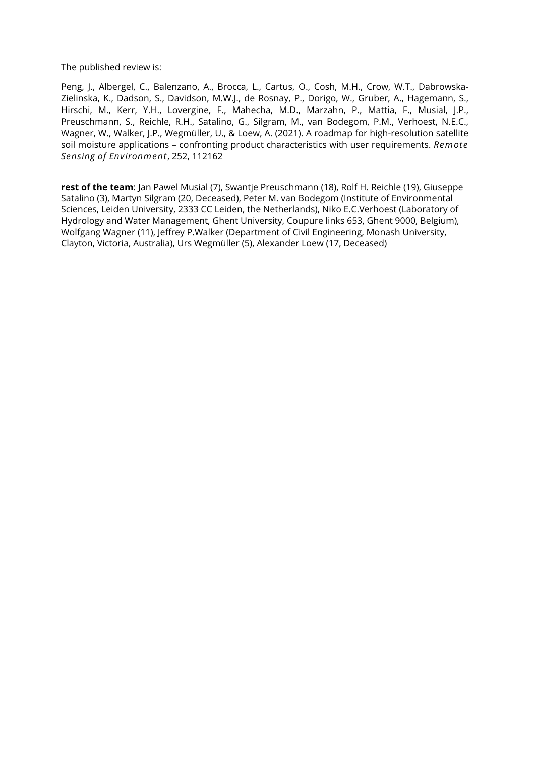The published review is:

Peng, J., Albergel, C., Balenzano, A., Brocca, L., Cartus, O., Cosh, M.H., Crow, W.T., Dabrowska-Zielinska, K., Dadson, S., Davidson, M.W.J., de Rosnay, P., Dorigo, W., Gruber, A., Hagemann, S., Hirschi, M., Kerr, Y.H., Lovergine, F., Mahecha, M.D., Marzahn, P., Mattia, F., Musial, J.P., Preuschmann, S., Reichle, R.H., Satalino, G., Silgram, M., van Bodegom, P.M., Verhoest, N.E.C., Wagner, W., Walker, J.P., Wegmüller, U., & Loew, A. (2021). A roadmap for high-resolution satellite soil moisture applications – confronting product characteristics with user requirements. *Remote Sensing of Environment*, 252, 112162

**rest of the team**: Jan Pawel Musial (7), Swantje Preuschmann (18), Rolf H. Reichle (19), Giuseppe Satalino (3), Martyn Silgram (20, Deceased), Peter M. van Bodegom (Institute of Environmental Sciences, Leiden University, 2333 CC Leiden, the Netherlands), Niko E.C.Verhoest (Laboratory of Hydrology and Water Management, Ghent University, Coupure links 653, Ghent 9000, Belgium), Wolfgang Wagner (11), Jeffrey P.Walker (Department of Civil Engineering, Monash University, Clayton, Victoria, Australia), Urs Wegmüller (5), Alexander Loew (17, Deceased)